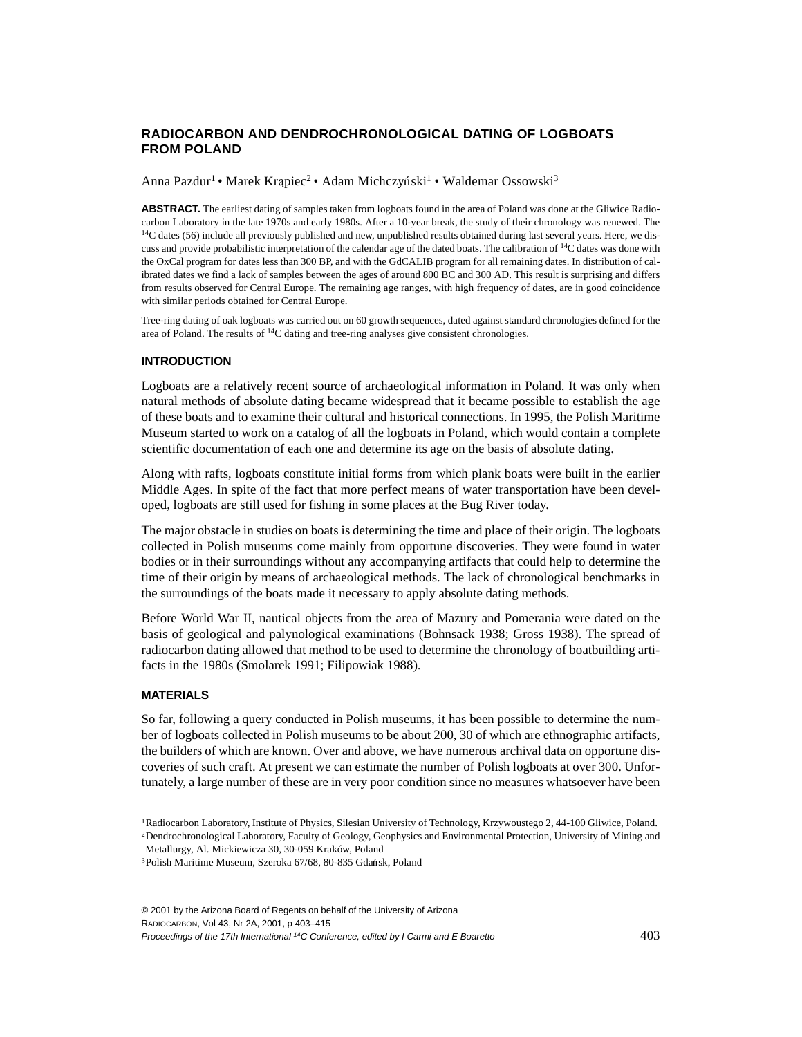# RADIOCARBON AND DENDROCHRONOLOGICAL DATING OF LOGBOATS FROM POLAND

Anna Pazdur[1] • Marek Krąpiec[2] • Adam Michczyński[1] • Waldemar Ossowski[3]

**ABSTRACT.** The earliest dating of samples taken from logboats found in the area of Poland was done at the Gliwice Radiocarbon Laboratory in the late 1970s and early 1980s. After a 10-year break, the study of their chronology was renewed. The $^{14}$C dates (56) include all previously published and new, unpublished results obtained during last several years. Here, we discuss and provide probabilistic interpretation of the calendar age of the dated boats. The calibration of $^{14}$C dates was done with the OxCal program for dates less than 300 BP, and with the GdCALIB program for all remaining dates. In distribution of calibrated dates we find a lack of samples between the ages of around 800 BC and 300 AD. This result is surprising and differs from results observed for Central Europe. The remaining age ranges, with high frequency of dates, are in good coincidence with similar periods obtained for Central Europe.

Tree-ring dating of oak logboats was carried out on 60 growth sequences, dated against standard chronologies defined for the area of Poland. The results of $^{14}$C dating and tree-ring analyses give consistent chronologies.

## INTRODUCTION

Logboats are a relatively recent source of archaeological information in Poland. It was only when natural methods of absolute dating became widespread that it became possible to establish the age of these boats and to examine their cultural and historical connections. In 1995, the Polish Maritime Museum started to work on a catalog of all the logboats in Poland, which would contain a complete scientific documentation of each one and determine its age on the basis of absolute dating.

Along with rafts, logboats constitute initial forms from which plank boats were built in the earlier Middle Ages. In spite of the fact that more perfect means of water transportation have been developed, logboats are still used for fishing in some places at the Bug River today.

The major obstacle in studies on boats is determining the time and place of their origin. The logboats collected in Polish museums come mainly from opportune discoveries. They were found in water bodies or in their surroundings without any accompanying artifacts that could help to determine the time of their origin by means of archaeological methods. The lack of chronological benchmarks in the surroundings of the boats made it necessary to apply absolute dating methods.

Before World War II, nautical objects from the area of Mazury and Pomerania were dated on the basis of geological and palynological examinations (Bohnsack 1938; Gross 1938). The spread of radiocarbon dating allowed that method to be used to determine the chronology of boatbuilding artifacts in the 1980s (Smolarek 1991; Filipowiak 1988).

## MATERIALS

So far, following a query conducted in Polish museums, it has been possible to determine the number of logboats collected in Polish museums to be about 200, 30 of which are ethnographic artifacts, the builders of which are known. Over and above, we have numerous archival data on opportune discoveries of such craft. At present we can estimate the number of Polish logboats at over 300. Unfortunately, a large number of these are in very poor condition since no measures whatsoever have been

[1]Radiocarbon Laboratory, Institute of Physics, Silesian University of Technology, Krzywoustego 2, 44-100 Gliwice, Poland.
[2]Dendrochronological Laboratory, Faculty of Geology, Geophysics and Environmental Protection, University of Mining and Metallurgy, Al. Mickiewicza 30, 30-059 Kraków, Poland
[3]Polish Maritime Museum, Szeroka 67/68, 80-835 Gdańsk, Poland

© 2001 by the Arizona Board of Regents on behalf of the University of Arizona
Proceedings of the 17th International $^{14}$C Conference, edited by I Carmi and E Boaretto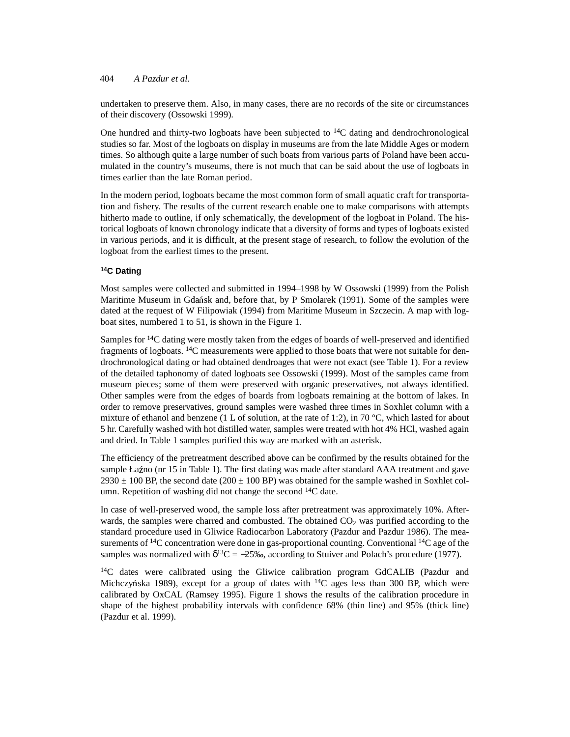undertaken to preserve them. Also, in many cases, there are no records of the site or circumstances of their discovery (Ossowski 1999).

One hundred and thirty-two logboats have been subjected to $^{14}C$ dating and dendrochronological studies so far. Most of the logboats on display in museums are from the late Middle Ages or modern times. So although quite a large number of such boats from various parts of Poland have been accumulated in the country's museums, there is not much that can be said about the use of logboats in times earlier than the late Roman period.

In the modern period, logboats became the most common form of small aquatic craft for transportation and fishery. The results of the current research enable one to make comparisons with attempts hitherto made to outline, if only schematically, the development of the logboat in Poland. The historical logboats of known chronology indicate that a diversity of forms and types of logboats existed in various periods, and it is difficult, at the present stage of research, to follow the evolution of the logboat from the earliest times to the present.

## $^{14}C$ Dating

Most samples were collected and submitted in 1994–1998 by W Ossowski (1999) from the Polish Maritime Museum in Gdańsk and, before that, by P Smolarek (1991). Some of the samples were dated at the request of W Filipowiak (1994) from Maritime Museum in Szczecin. A map with logboat sites, numbered 1 to 51, is shown in the Figure 1.

Samples for $^{14}C$ dating were mostly taken from the edges of boards of well-preserved and identified fragments of logboats. $^{14}C$ measurements were applied to those boats that were not suitable for dendrochronological dating or had obtained dendroages that were not exact (see Table 1). For a review of the detailed taphonomy of dated logboats see Ossowski (1999). Most of the samples came from museum pieces; some of them were preserved with organic preservatives, not always identified. Other samples were from the edges of boards from logboats remaining at the bottom of lakes. In order to remove preservatives, ground samples were washed three times in Soxhlet column with a mixture of ethanol and benzene (1 L of solution, at the rate of 1:2), in 70 °C, which lasted for about 5 hr. Carefully washed with hot distilled water, samples were treated with hot 4% HCl, washed again and dried. In Table 1 samples purified this way are marked with an asterisk.

The efficiency of the pretreatment described above can be confirmed by the results obtained for the sample Łaźno (nr 15 in Table 1). The first dating was made after standard AAA treatment and gave 2930 ± 100 BP, the second date (200 ± 100 BP) was obtained for the sample washed in Soxhlet column. Repetition of washing did not change the second $^{14}C$ date.

In case of well-preserved wood, the sample loss after pretreatment was approximately 10%. Afterwards, the samples were charred and combusted. The obtained $CO_2$ was purified according to the standard procedure used in Gliwice Radiocarbon Laboratory (Pazdur and Pazdur 1986). The measurements of $^{14}C$ concentration were done in gas-proportional counting. Conventional $^{14}C$ age of the samples was normalized with $\delta^{13}C = -25‰$, according to Stuiver and Polach's procedure (1977).

$^{14}C$ dates were calibrated using the Gliwice calibration program GdCALIB (Pazdur and Michczyńska 1989), except for a group of dates with $^{14}C$ ages less than 300 BP, which were calibrated by OxCAL (Ramsey 1995). Figure 1 shows the results of the calibration procedure in shape of the highest probability intervals with confidence 68% (thin line) and 95% (thick line) (Pazdur et al. 1999).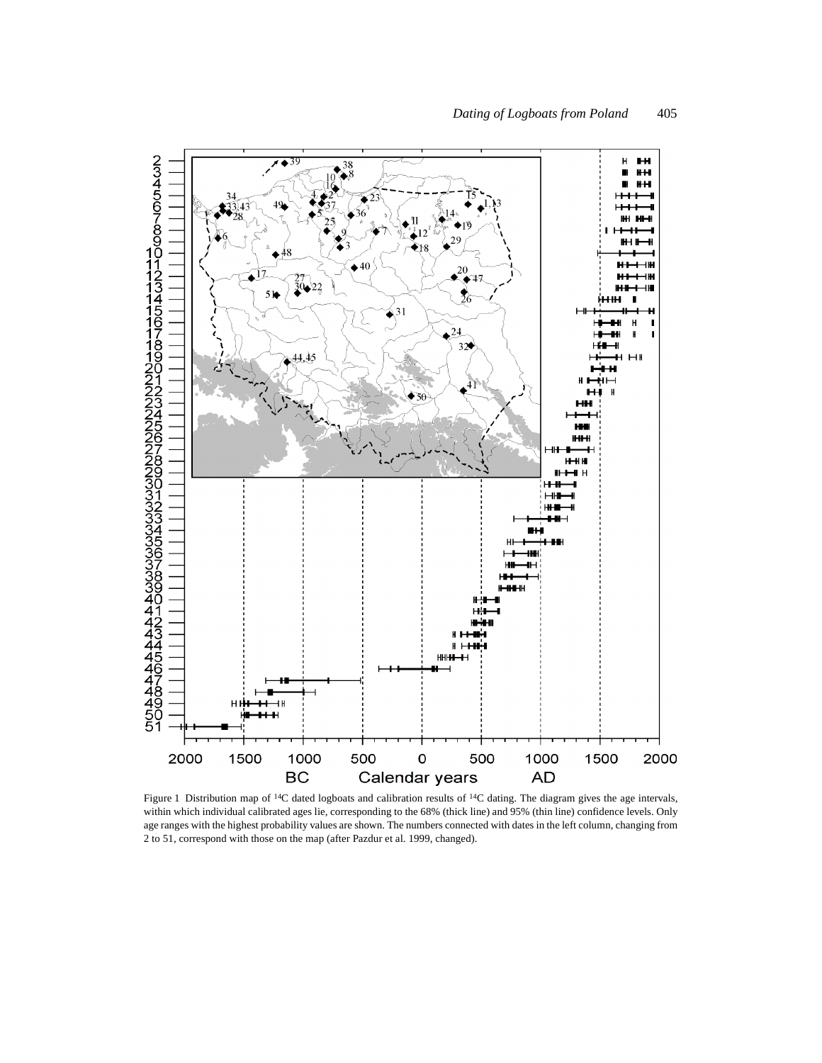Figure 1 Distribution map of $^{14}C$ dated logboats and calibration results of $^{14}C$ dating. The diagram gives the age intervals, within which individual calibrated ages lie, corresponding to the 68% (thick line) and 95% (thin line) confidence levels. Only age ranges with the highest probability values are shown. The numbers connected with dates in the left column, changing from 2 to 51, correspond with those on the map (after Pazdur et al. 1999, changed).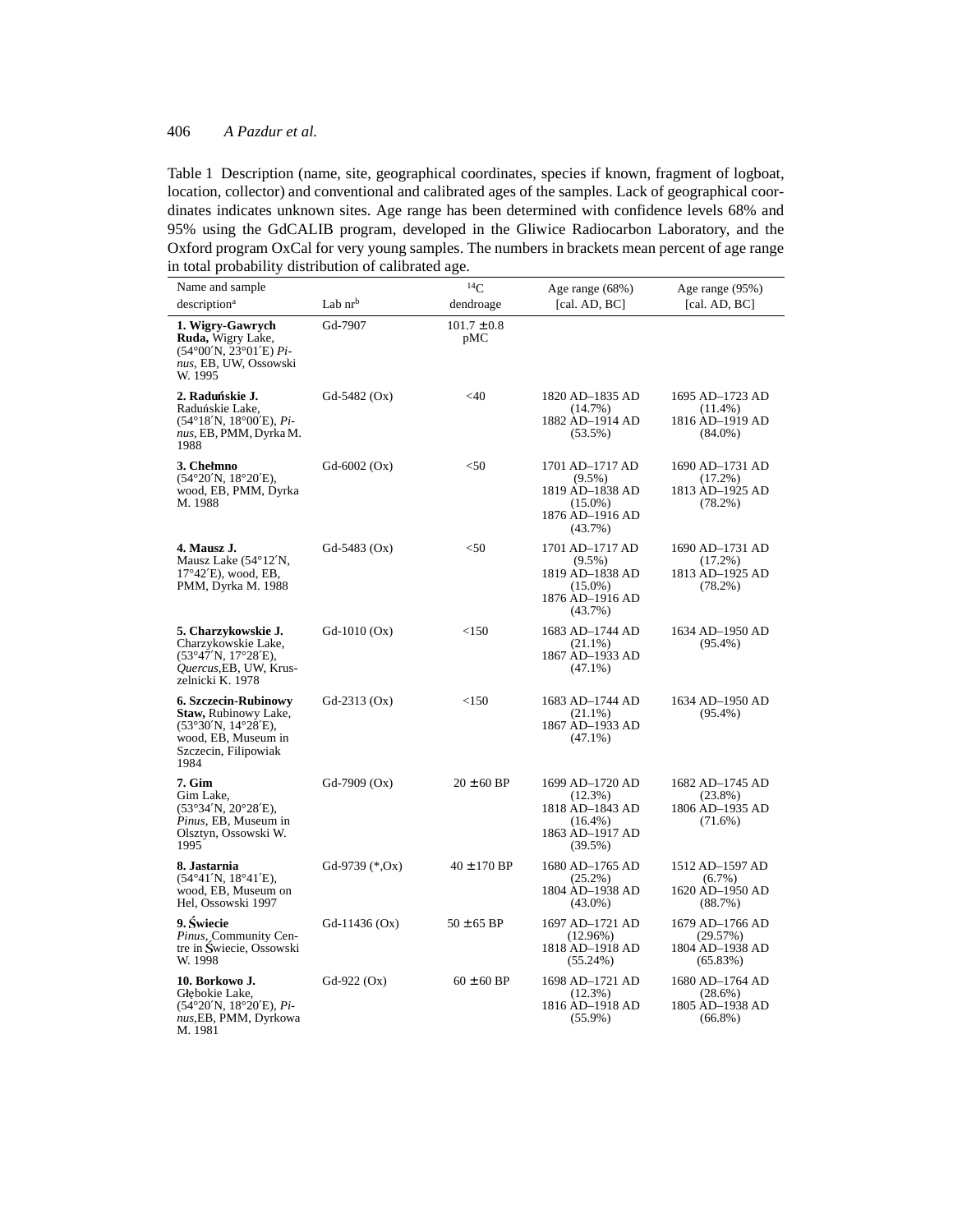Table 1 Description (name, site, geographical coordinates, species if known, fragment of logboat, location, collector) and conventional and calibrated ages of the samples. Lack of geographical coordinates indicates unknown sites. Age range has been determined with confidence levels 68% and 95% using the GdCALIB program, developed in the Gliwice Radiocarbon Laboratory, and the Oxford program OxCal for very young samples. The numbers in brackets mean percent of age range in total probability distribution of calibrated age.

| Name and sample description[a] | Lab nr[b] | $^{14}C$ dendroage | Age range (68%) [cal. AD, BC] | Age range (95%) [cal. AD, BC] |
|---|---|---|---|---|
| **1. Wigry-Gawrych Ruda,** Wigry Lake, (54°00′N, 23°01′E) *Pinus*, EB, UW, Ossowski W. 1995 | Gd-7907 | 101.7 ± 0.8 pMC | | |
| **2. Raduńskie J.** Raduńskie Lake, (54°18′N, 18°00′E), *Pinus*, EB, PMM, Dyrka M. 1988 | Gd-5482 (Ox) | <40 | 1820 AD–1835 AD (14.7%) 1882 AD–1914 AD (53.5%) | 1695 AD–1723 AD (11.4%) 1816 AD–1919 AD (84.0%) |
| **3. Chełmno** (54°20′N, 18°20′E), wood, EB, PMM, Dyrka M. 1988 | Gd-6002 (Ox) | <50 | 1701 AD–1717 AD (9.5%) 1819 AD–1838 AD (15.0%) 1876 AD–1916 AD (43.7%) | 1690 AD–1731 AD (17.2%) 1813 AD–1925 AD (78.2%) |
| **4. Mausz J.** Mausz Lake (54°12′N, 17°42′E), wood, EB, PMM, Dyrka M. 1988 | Gd-5483 (Ox) | <50 | 1701 AD–1717 AD (9.5%) 1819 AD–1838 AD (15.0%) 1876 AD–1916 AD (43.7%) | 1690 AD–1731 AD (17.2%) 1813 AD–1925 AD (78.2%) |
| **5. Charzykowskie J.** Charzykowskie Lake, (53°47′N, 17°28′E), *Quercus*,EB, UW, Kruszelnicki K. 1978 | Gd-1010 (Ox) | <150 | 1683 AD–1744 AD (21.1%) 1867 AD–1933 AD (47.1%) | 1634 AD–1950 AD (95.4%) |
| **6. Szczecin-Rubinowy Staw,** Rubinowy Lake, (53°30′N, 14°28′E), wood, EB, Museum in Szczecin, Filipowiak 1984 | Gd-2313 (Ox) | <150 | 1683 AD–1744 AD (21.1%) 1867 AD–1933 AD (47.1%) | 1634 AD–1950 AD (95.4%) |
| **7. Gim** Gim Lake, (53°34′N, 20°28′E), *Pinus*, EB, Museum in Olsztyn, Ossowski W. 1995 | Gd-7909 (Ox) | 20 ± 60 BP | 1699 AD–1720 AD (12.3%) 1818 AD–1843 AD (16.4%) 1863 AD–1917 AD (39.5%) | 1682 AD–1745 AD (23.8%) 1806 AD–1935 AD (71.6%) |
| **8. Jastarnia** (54°41′N, 18°41′E), wood, EB, Museum on Hel, Ossowski 1997 | Gd-9739 (*,Ox) | 40 ± 170 BP | 1680 AD–1765 AD (25.2%) 1804 AD–1938 AD (43.0%) | 1512 AD–1597 AD (6.7%) 1620 AD–1950 AD (88.7%) |
| **9. Świecie** *Pinus*, Community Centre in Świecie, Ossowski W. 1998 | Gd-11436 (Ox) | 50 ± 65 BP | 1697 AD–1721 AD (12.96%) 1818 AD–1918 AD (55.24%) | 1679 AD–1766 AD (29.57%) 1804 AD–1938 AD (65.83%) |
| **10. Borkowo J.** Głębokie Lake, (54°20′N, 18°20′E), *Pinus*,EB, PMM, Dyrkowa M. 1981 | Gd-922 (Ox) | 60 ± 60 BP | 1698 AD–1721 AD (12.3%) 1816 AD–1918 AD (55.9%) | 1680 AD–1764 AD (28.6%) 1805 AD–1938 AD (66.8%) |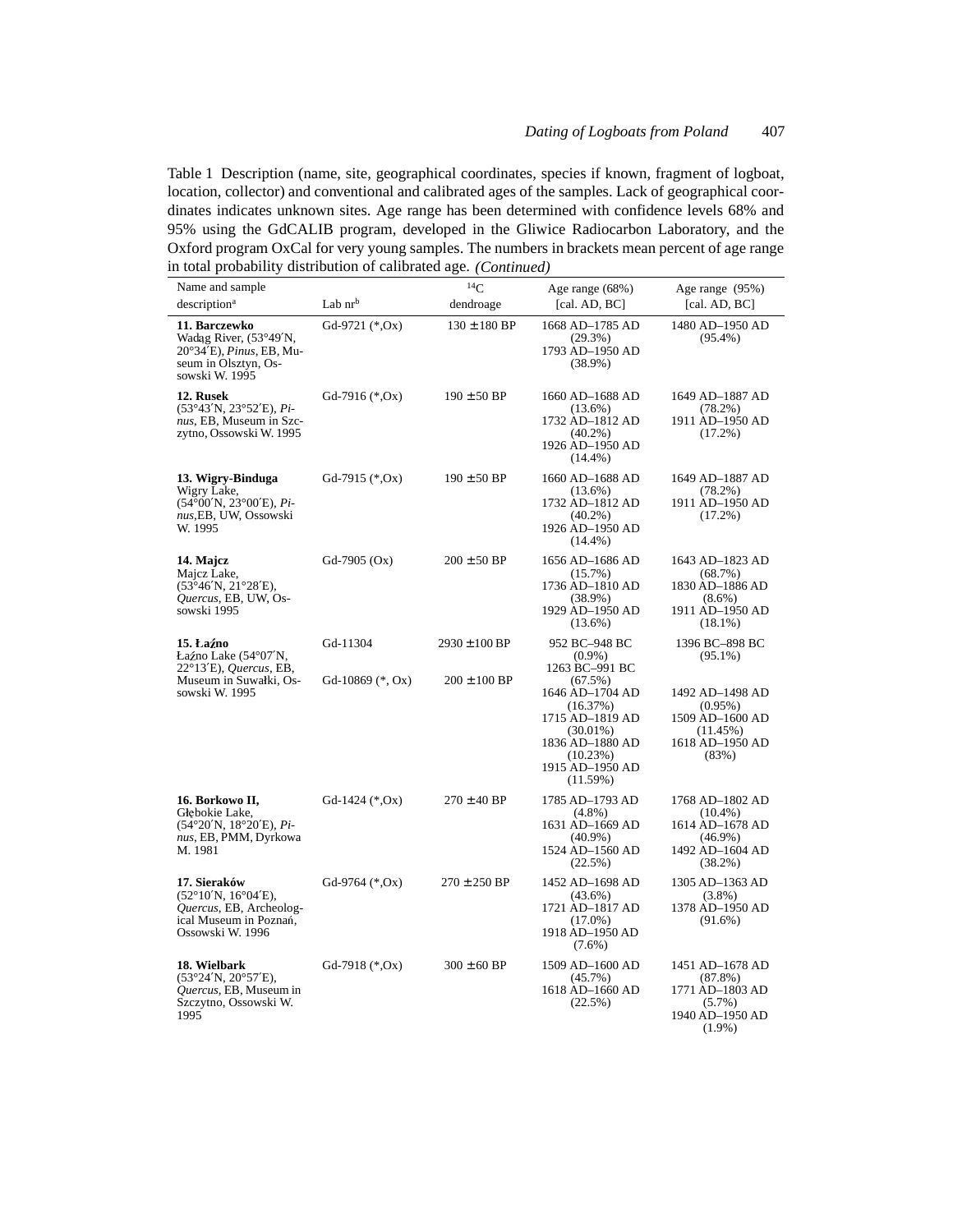Table 1 Description (name, site, geographical coordinates, species if known, fragment of logboat, location, collector) and conventional and calibrated ages of the samples. Lack of geographical coordinates indicates unknown sites. Age range has been determined with confidence levels 68% and 95% using the GdCALIB program, developed in the Gliwice Radiocarbon Laboratory, and the Oxford program OxCal for very young samples. The numbers in brackets mean percent of age range in total probability distribution of calibrated age. *(Continued)*

| Name and sample description[a] | Lab nr[b] | $^{14}C$ dendroage | Age range (68%) [cal. AD, BC] | Age range (95%) [cal. AD, BC] |
|---|---|---|---|---|
| **11. Barczewko** Wadąg River, (53°49′N, 20°34′E), *Pinus*, EB, Museum in Olsztyn, Ossowski W. 1995 | Gd-9721 (*,Ox) | 130 ± 180 BP | 1668 AD–1785 AD (29.3%) 1793 AD–1950 AD (38.9%) | 1480 AD–1950 AD (95.4%) |
| **12. Rusek** (53°43′N, 23°52′E), *Pinus*, EB, Museum in Szczytno, Ossowski W. 1995 | Gd-7916 (*,Ox) | 190 ± 50 BP | 1660 AD–1688 AD (13.6%) 1732 AD–1812 AD (40.2%) 1926 AD–1950 AD (14.4%) | 1649 AD–1887 AD (78.2%) 1911 AD–1950 AD (17.2%) |
| **13. Wigry-Binduga** Wigry Lake, (54°00′N, 23°00′E), *Pinus*, EB, UW, Ossowski W. 1995 | Gd-7915 (*,Ox) | 190 ± 50 BP | 1660 AD–1688 AD (13.6%) 1732 AD–1812 AD (40.2%) 1926 AD–1950 AD (14.4%) | 1649 AD–1887 AD (78.2%) 1911 AD–1950 AD (17.2%) |
| **14. Majcz** Majcz Lake, (53°46′N, 21°28′E), *Quercus*, EB, UW, Ossowski 1995 | Gd-7905 (Ox) | 200 ± 50 BP | 1656 AD–1686 AD (15.7%) 1736 AD–1810 AD (38.9%) 1929 AD–1950 AD (13.6%) | 1643 AD–1823 AD (68.7%) 1830 AD–1886 AD (8.6%) 1911 AD–1950 AD (18.1%) |
| **15. Łaźno** Łaźno Lake (54°07′N, 22°13′E), *Quercus*, EB, Museum in Suwałki, Ossowski W. 1995 | Gd-11304 | 2930 ± 100 BP | 952 BC–948 BC (0.9%) 1263 BC–951 BC (67.5%) | 1396 BC–898 BC (95.1%) |
| | Gd-10869 (*, Ox) | 200 ± 100 BP | 1646 AD–1704 AD (16.37%) 1715 AD–1819 AD (30.01%) 1836 AD–1880 AD (10.23%) 1915 AD–1950 AD (11.59%) | 1492 AD–1498 AD (0.95%) 1509 AD–1600 AD (11.45%) 1618 AD–1950 AD (83%) |
| **16. Borkowo II,** Głębokie Lake, (54°20′N, 18°20′E), *Pinus*, EB, PMM, Dyrkowa M. 1981 | Gd-1424 (*,Ox) | 270 ± 40 BP | 1785 AD–1793 AD (4.8%) 1631 AD–1669 AD (40.9%) 1524 AD–1560 AD (22.5%) | 1768 AD–1802 AD (10.4%) 1614 AD–1678 AD (46.9%) 1492 AD–1604 AD (38.2%) |
| **17. Sieraków** (52°10′N, 16°04′E), *Quercus*, EB, Archeological Museum in Poznań, Ossowski W. 1996 | Gd-9764 (*,Ox) | 270 ± 250 BP | 1452 AD–1698 AD (43.6%) 1721 AD–1817 AD (17.0%) 1918 AD–1950 AD (7.6%) | 1305 AD–1363 AD (3.8%) 1378 AD–1950 AD (91.6%) |
| **18. Wielbark** (53°24′N, 20°57′E), *Quercus*, EB, Museum in Szczytno, Ossowski W. 1995 | Gd-7918 (*,Ox) | 300 ± 60 BP | 1509 AD–1600 AD (45.7%) 1618 AD–1660 AD (22.5%) | 1451 AD–1678 AD (87.8%) 1771 AD–1803 AD (5.7%) 1940 AD–1950 AD (1.9%) |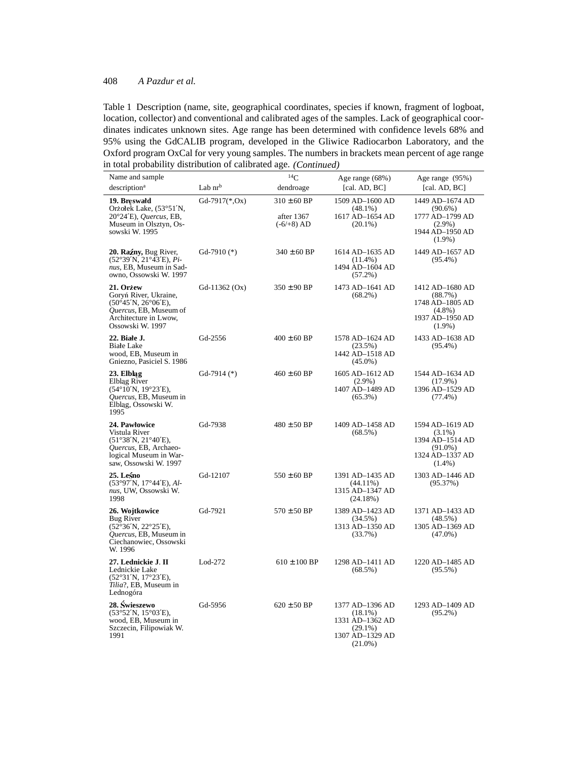Table 1 Description (name, site, geographical coordinates, species if known, fragment of logboat, location, collector) and conventional and calibrated ages of the samples. Lack of geographical coordinates indicates unknown sites. Age range has been determined with confidence levels 68% and 95% using the GdCALIB program, developed in the Gliwice Radiocarbon Laboratory, and the Oxford program OxCal for very young samples. The numbers in brackets mean percent of age range in total probability distribution of calibrated age. *(Continued)*

| Name and sample description[a] | Lab nr[b] | $^{14}$C dendroage | Age range (68%) [cal. AD, BC] | Age range (95%) [cal. AD, BC] |
|---|---|---|---|---|
| **19. Bręswałd** Orżołek Lake, (53°51′N, 20°24′E), *Quercus*, EB, Museum in Olsztyn, Ossowski W. 1995 | Gd-7917(*,Ox) | 310 ± 60 BP after 1367 (-6/+8) AD | 1509 AD–1600 AD (48.1%) 1617 AD–1654 AD (20.1%) | 1449 AD–1674 AD (90.6%) 1777 AD–1799 AD (2.9%) 1944 AD–1950 AD (1.9%) |
| **20. Raźny,** Bug River, (52°39′N, 21°43′E), *Pinus*, EB, Museum in Sadowno, Ossowski W. 1997 | Gd-7910 (*) | 340 ± 60 BP | 1614 AD–1635 AD (11.4%) 1494 AD–1604 AD (57.2%) | 1449 AD–1657 AD (95.4%) |
| **21. Orżew** Goryń River, Ukraine, (50°45′N, 26°06′E), *Quercus*, EB, Museum of Architecture in Lwow, Ossowski W. 1997 | Gd-11362 (Ox) | 350 ± 90 BP | 1473 AD–1641 AD (68.2%) | 1412 AD–1680 AD (88.7%) 1748 AD–1805 AD (4.8%) 1937 AD–1950 AD (1.9%) |
| **22. Białe J.** Białe Lake wood, EB, Museum in Gniezno, Pasiciel S. 1986 | Gd-2556 | 400 ± 60 BP | 1578 AD–1624 AD (23.5%) 1442 AD–1518 AD (45.0%) | 1433 AD–1638 AD (95.4%) |
| **23. Elbląg** Elbląg River (54°10′N, 19°23′E), *Quercus*, EB, Museum in Elbląg, Ossowski W. 1995 | Gd-7914 (*) | 460 ± 60 BP | 1605 AD–1612 AD (2.9%) 1407 AD–1489 AD (65.3%) | 1544 AD–1634 AD (17.9%) 1396 AD–1529 AD (77.4%) |
| **24. Pawłowice** Vistula River (51°38′N, 21°40′E), *Quercus*, EB, Archaeological Museum in Warsaw, Ossowski W. 1997 | Gd-7938 | 480 ± 50 BP | 1409 AD–1458 AD (68.5%) | 1594 AD–1619 AD (3.1%) 1394 AD–1514 AD (91.0%) 1324 AD–1337 AD (1.4%) |
| **25. Leśno** (53°97′N, 17°44′E), *Alnus*, UW, Ossowski W. 1998 | Gd-12107 | 550 ± 60 BP | 1391 AD–1435 AD (44.11%) 1315 AD–1347 AD (24.18%) | 1303 AD–1446 AD (95.37%) |
| **26. Wojtkowice** Bug River (52°36′N, 22°25′E), *Quercus*, EB, Museum in Ciechanowiec, Ossowski W. 1996 | Gd-7921 | 570 ± 50 BP | 1389 AD–1423 AD (34.5%) 1313 AD–1350 AD (33.7%) | 1371 AD–1433 AD (48.5%) 1305 AD–1369 AD (47.0%) |
| **27. Lednickie J. II** Lednickie Lake (52°31′N, 17°23′E), *Tilia*?, EB, Museum in Lednogóra | Lod-272 | 610 ± 100 BP | 1298 AD–1411 AD (68.5%) | 1220 AD–1485 AD (95.5%) |
| **28. Świeszewo** (53°52′N, 15°03′E), wood, EB, Museum in Szczecin, Filipowiak W. 1991 | Gd-5956 | 620 ± 50 BP | 1377 AD–1396 AD (18.1%) 1331 AD–1362 AD (29.1%) 1307 AD–1329 AD (21.0%) | 1293 AD–1409 AD (95.2%) |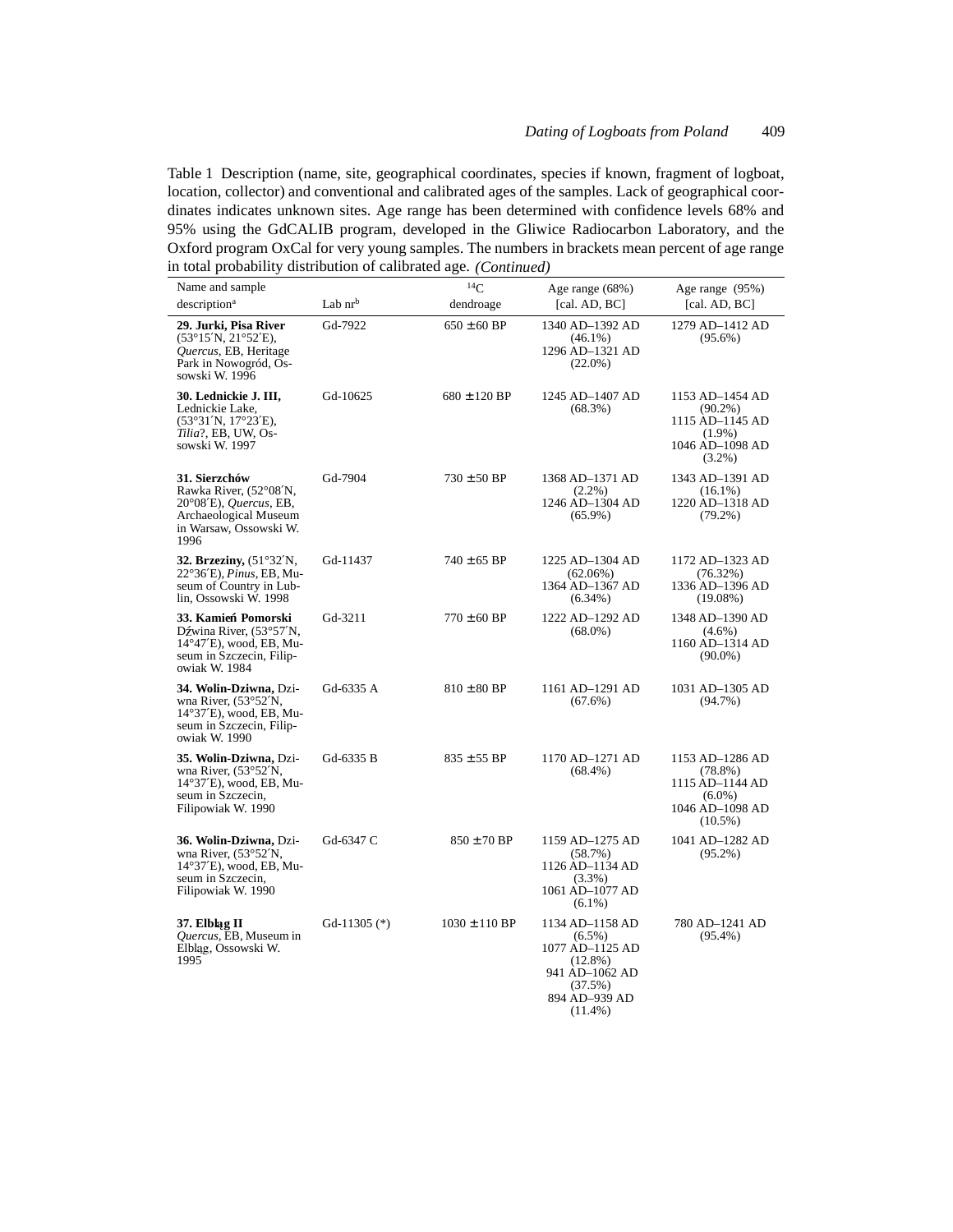Table 1 Description (name, site, geographical coordinates, species if known, fragment of logboat, location, collector) and conventional and calibrated ages of the samples. Lack of geographical coordinates indicates unknown sites. Age range has been determined with confidence levels 68% and 95% using the GdCALIB program, developed in the Gliwice Radiocarbon Laboratory, and the Oxford program OxCal for very young samples. The numbers in brackets mean percent of age range in total probability distribution of calibrated age. *(Continued)*

| Name and sample description[a] | Lab nr[b] | $^{14}C$ dendroage | Age range (68%) [cal. AD, BC] | Age range (95%) [cal. AD, BC] |
|---|---|---|---|---|
| **29. Jurki, Pisa River** (53°15′N, 21°52′E), *Quercus*, EB, Heritage Park in Nowogród, Ossowski W. 1996 | Gd-7922 | 650 ± 60 BP | 1340 AD–1392 AD (46.1%) 1296 AD–1321 AD (22.0%) | 1279 AD–1412 AD (95.6%) |
| **30. Lednickie J. III,** Lednickie Lake, (53°31′N, 17°23′E), *Tilia*?, EB, UW, Ossowski W. 1997 | Gd-10625 | 680 ± 120 BP | 1245 AD–1407 AD (68.3%) | 1153 AD–1454 AD (90.2%) 1115 AD–1145 AD (1.9%) 1046 AD–1098 AD (3.2%) |
| **31. Sierzchów** Rawka River, (52°08′N, 20°08′E), *Quercus*, EB, Archaeological Museum in Warsaw, Ossowski W. 1996 | Gd-7904 | 730 ± 50 BP | 1368 AD–1371 AD (2.2%) 1246 AD–1304 AD (65.9%) | 1343 AD–1391 AD (16.1%) 1220 AD–1318 AD (79.2%) |
| **32. Brzeziny,** (51°32′N, 22°36′E), *Pinus*, EB, Museum of Country in Lublin, Ossowski W. 1998 | Gd-11437 | 740 ± 65 BP | 1225 AD–1304 AD (62.06%) 1364 AD–1367 AD (6.34%) | 1172 AD–1323 AD (76.32%) 1336 AD–1396 AD (19.08%) |
| **33. Kamień Pomorski** Dźwina River, (53°57′N, 14°47′E), wood, EB, Museum in Szczecin, Filipowiak W. 1984 | Gd-3211 | 770 ± 60 BP | 1222 AD–1292 AD (68.0%) | 1348 AD–1390 AD (4.6%) 1160 AD–1314 AD (90.0%) |
| **34. Wolin-Dziwna,** Dziwna River, (53°52′N, 14°37′E), wood, EB, Museum in Szczecin, Filipowiak W. 1990 | Gd-6335 A | 810 ± 80 BP | 1161 AD–1291 AD (67.6%) | 1031 AD–1305 AD (94.7%) |
| **35. Wolin-Dziwna,** Dziwna River, (53°52′N, 14°37′E), wood, EB, Museum in Szczecin, Filipowiak W. 1990 | Gd-6335 B | 835 ± 55 BP | 1170 AD–1271 AD (68.4%) | 1153 AD–1286 AD (78.8%) 1115 AD–1144 AD (6.0%) 1046 AD–1098 AD (10.5%) |
| **36. Wolin-Dziwna,** Dziwna River, (53°52′N, 14°37′E), wood, EB, Museum in Szczecin, Filipowiak W. 1990 | Gd-6347 C | 850 ± 70 BP | 1159 AD–1275 AD (58.7%) 1126 AD–1134 AD (3.3%) 1061 AD–1077 AD (6.1%) | 1041 AD–1282 AD (95.2%) |
| **37. Elbląg II** *Quercus*, EB, Museum in Elbląg, Ossowski W. 1995 | Gd-11305 (*) | 1030 ± 110 BP | 1134 AD–1158 AD (6.5%) 1077 AD–1125 AD (12.8%) 941 AD–1062 AD (37.5%) 894 AD–939 AD (11.4%) | 780 AD–1241 AD (95.4%) |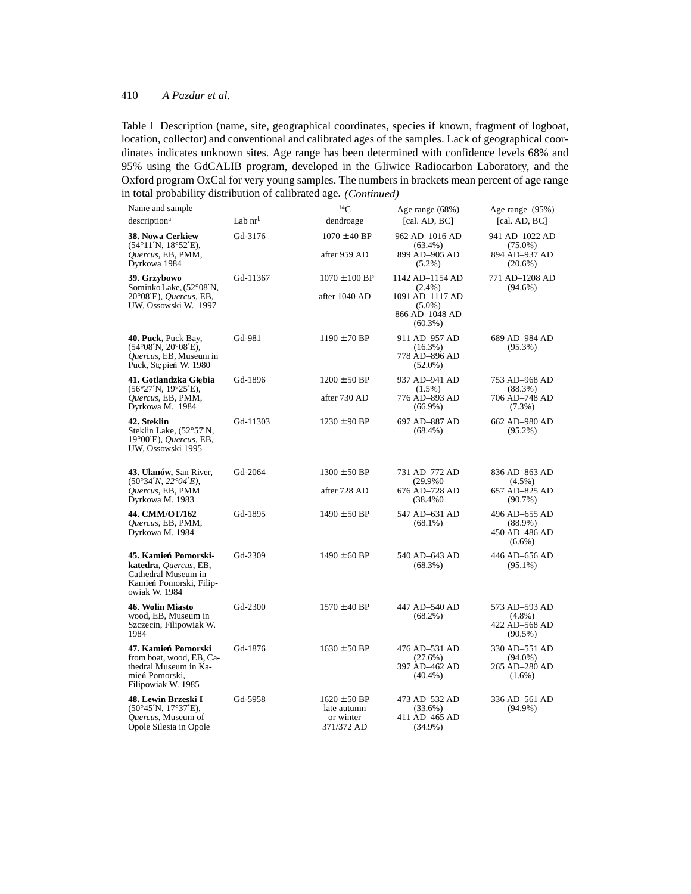Table 1 Description (name, site, geographical coordinates, species if known, fragment of logboat, location, collector) and conventional and calibrated ages of the samples. Lack of geographical coordinates indicates unknown sites. Age range has been determined with confidence levels 68% and 95% using the GdCALIB program, developed in the Gliwice Radiocarbon Laboratory, and the Oxford program OxCal for very young samples. The numbers in brackets mean percent of age range in total probability distribution of calibrated age. *(Continued)*

| Name and sample description[a] | Lab nr[b] | $^{14}$C dendroage | Age range (68%) [cal. AD, BC] | Age range (95%) [cal. AD, BC] |
|---|---|---|---|---|
| **38. Nowa Cerkiew** (54°11′N, 18°52′E), *Quercus*, EB, PMM, Dyrkowa 1984 | Gd-3176 | 1070 ± 40 BP after 959 AD | 962 AD–1016 AD (63.4%) 899 AD–905 AD (5.2%) | 941 AD–1022 AD (75.0%) 894 AD–937 AD (20.6%) |
| **39. Grzybowo** Sominko Lake, (52°08′N, 20°08′E), *Quercus*, EB, UW, Ossowski W. 1997 | Gd-11367 | 1070 ± 100 BP after 1040 AD | 1142 AD–1154 AD (2.4%) 1091 AD–1117 AD (5.0%) 866 AD–1048 AD (60.3%) | 771 AD–1208 AD (94.6%) |
| **40. Puck,** Puck Bay, (54°08′N, 20°08′E), *Quercus*, EB, Museum in Puck, Stępień W. 1980 | Gd-981 | 1190 ± 70 BP | 911 AD–957 AD (16.3%) 778 AD–896 AD (52.0%) | 689 AD–984 AD (95.3%) |
| **41. Gotlandzka Głębia** (56°27′N, 19°25′E), *Quercus*, EB, PMM, Dyrkowa M. 1984 | Gd-1896 | 1200 ± 50 BP after 730 AD | 937 AD–941 AD (1.5%) 776 AD–893 AD (66.9%) | 753 AD–968 AD (88.3%) 706 AD–748 AD (7.3%) |
| **42. Steklin** Steklin Lake, (52°57′N, 19°00′E), *Quercus*, EB, UW, Ossowski 1995 | Gd-11303 | 1230 ± 90 BP | 697 AD–887 AD (68.4%) | 662 AD–980 AD (95.2%) |
| **43. Ulanów,** San River, (50°34′*N, 22°04′E), Quercus*, EB, PMM Dyrkowa M. 1983 | Gd-2064 | 1300 ± 50 BP after 728 AD | 731 AD–772 AD (29.9%0 676 AD–728 AD (38.4%0 | 836 AD–863 AD (4.5%) 657 AD–825 AD (90.7%) |
| **44. CMM/OT/162** *Quercus*, EB, PMM, Dyrkowa M. 1984 | Gd-1895 | 1490 ± 50 BP | 547 AD–631 AD (68.1%) | 496 AD–655 AD (88.9%) 450 AD–486 AD (6.6%) |
| **45. Kamień Pomorski-katedra,** *Quercus*, EB, Cathedral Museum in Kamień Pomorski, Filipowiak W. 1984 | Gd-2309 | 1490 ± 60 BP | 540 AD–643 AD (68.3%) | 446 AD–656 AD (95.1%) |
| **46. Wolin Miasto** wood, EB, Museum in Szczecin, Filipowiak W. 1984 | Gd-2300 | 1570 ± 40 BP | 447 AD–540 AD (68.2%) | 573 AD–593 AD (4.8%) 422 AD–568 AD (90.5%) |
| **47. Kamień Pomorski** from boat, wood, EB, Cathedral Museum in Kamień Pomorski, Filipowiak W. 1985 | Gd-1876 | 1630 ± 50 BP | 476 AD–531 AD (27.6%) 397 AD–462 AD (40.4%) | 330 AD–551 AD (94.0%) 265 AD–280 AD (1.6%) |
| **48. Lewin Brzeski I** (50°45′N, 17°37′E), *Quercus*, Museum of Opole Silesia in Opole | Gd-5958 | 1620 ± 50 BP late autumn or winter 371/372 AD | 473 AD–532 AD (33.6%) 411 AD–465 AD (34.9%) | 336 AD–561 AD (94.9%) |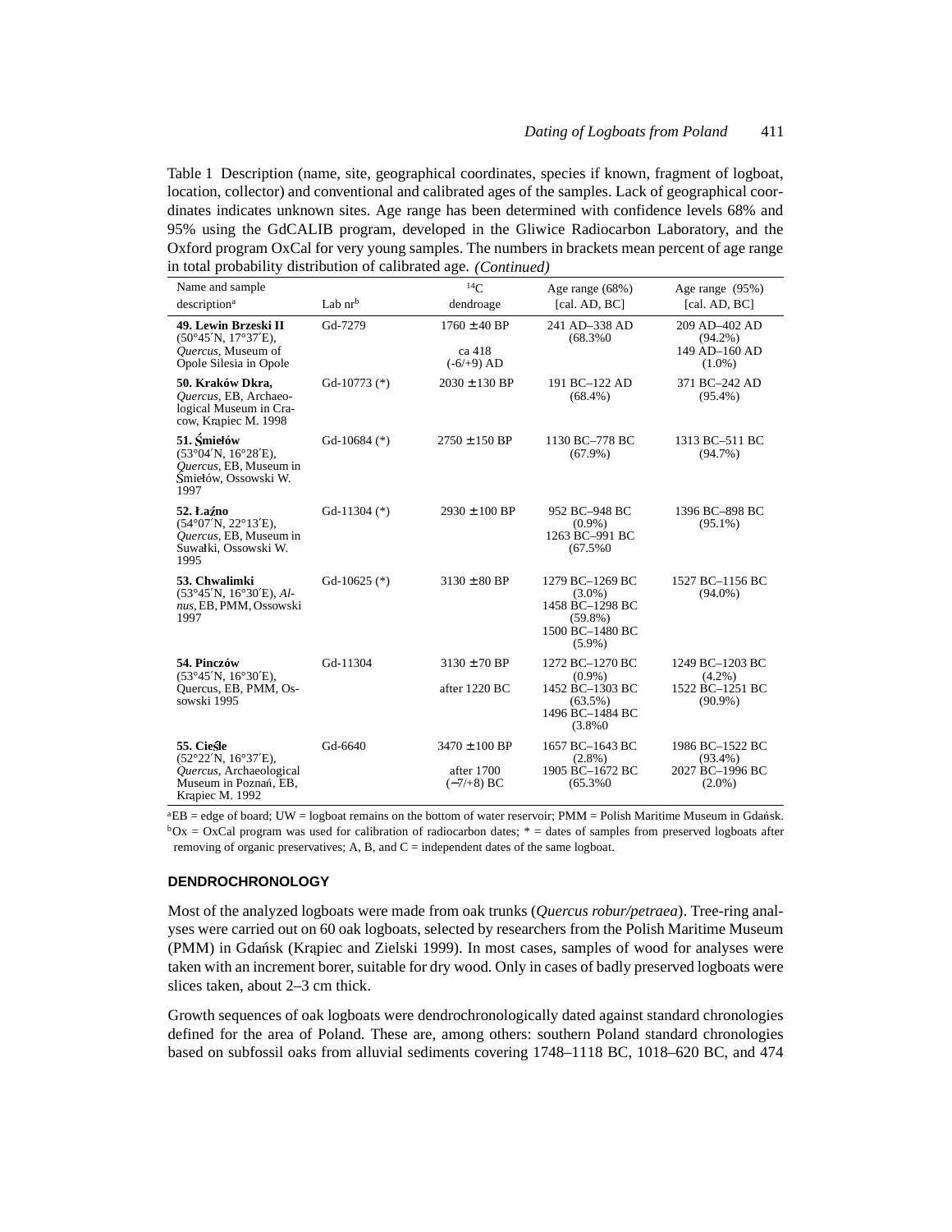Table 1 Description (name, site, geographical coordinates, species if known, fragment of logboat, location, collector) and conventional and calibrated ages of the samples. Lack of geographical coordinates indicates unknown sites. Age range has been determined with confidence levels 68% and 95% using the GdCALIB program, developed in the Gliwice Radiocarbon Laboratory, and the Oxford program OxCal for very young samples. The numbers in brackets mean percent of age range in total probability distribution of calibrated age. *(Continued)*

| Name and sample description[a] | Lab nr[b] | $^{14}$C dendroage | Age range (68%) [cal. AD, BC] | Age range (95%) [cal. AD, BC] |
|---|---|---|---|---|
| **49. Lewin Brzeski II** (50°45′N, 17°37′E), *Quercus*, Museum of Opole Silesia in Opole | Gd-7279 | 1760 ± 40 BP<br>ca 418 (-6/+9) AD | 241 AD–338 AD (68.3%0 | 209 AD–402 AD (94.2%)<br>149 AD–160 AD (1.0%) |
| **50. Kraków Dkra,** *Quercus*, EB, Archaeological Museum in Cracow, Krąpiec M. 1998 | Gd-10773 (*) | 2030 ± 130 BP | 191 BC–122 AD (68.4%) | 371 BC–242 AD (95.4%) |
| **51. Śmiełów** (53°04′N, 16°28′E), *Quercus*, EB, Museum in Śmiełów, Ossowski W. 1997 | Gd-10684 (*) | 2750 ± 150 BP | 1130 BC–778 BC (67.9%) | 1313 BC–511 BC (94.7%) |
| **52. Łaźno** (54°07′N, 22°13′E), *Quercus*, EB, Museum in Suwałki, Ossowski W. 1995 | Gd-11304 (*) | 2930 ± 100 BP | 952 BC–948 BC (0.9%)<br>1263 BC–991 BC (67.5%0 | 1396 BC–898 BC (95.1%) |
| **53. Chwalimki** (53°45′N, 16°30′E), *Alnus*, EB, PMM, Ossowski 1997 | Gd-10625 (*) | 3130 ± 80 BP | 1279 BC–1269 BC (3.0%)<br>1458 BC–1298 BC (59.8%)<br>1500 BC–1480 BC (5.9%) | 1527 BC–1156 BC (94.0%) |
| **54. Pinczów** (53°45′N, 16°30′E), Quercus, EB, PMM, Ossowski 1995 | Gd-11304 | 3130 ± 70 BP<br>after 1220 BC | 1272 BC–1270 BC (0.9%)<br>1452 BC–1303 BC (63.5%)<br>1496 BC–1484 BC (3.8%0 | 1249 BC–1203 BC (4.2%)<br>1522 BC–1251 BC (90.9%) |
| **55. Cieśle** (52°22′N, 16°37′E), *Quercus*, Archaeological Museum in Poznań, EB, Krąpiec M. 1992 | Gd-6640 | 3470 ± 100 BP<br>after 1700 (−7/+8) BC | 1657 BC–1643 BC (2.8%)<br>1905 BC–1672 BC (65.3%0 | 1986 BC–1522 BC (93.4%)<br>2027 BC–1996 BC (2.0%) |

[a]EB = edge of board; UW = logboat remains on the bottom of water reservoir; PMM = Polish Maritime Museum in Gdańsk.
[b]Ox = OxCal program was used for calibration of radiocarbon dates; * = dates of samples from preserved logboats after removing of organic preservatives; A, B, and C = independent dates of the same logboat.

## DENDROCHRONOLOGY

Most of the analyzed logboats were made from oak trunks (*Quercus robur/petraea*). Tree-ring analyses were carried out on 60 oak logboats, selected by researchers from the Polish Maritime Museum (PMM) in Gdańsk (Krąpiec and Zielski 1999). In most cases, samples of wood for analyses were taken with an increment borer, suitable for dry wood. Only in cases of badly preserved logboats were slices taken, about 2–3 cm thick.

Growth sequences of oak logboats were dendrochronologically dated against standard chronologies defined for the area of Poland. These are, among others: southern Poland standard chronologies based on subfossil oaks from alluvial sediments covering 1748–1118 BC, 1018–620 BC, and 474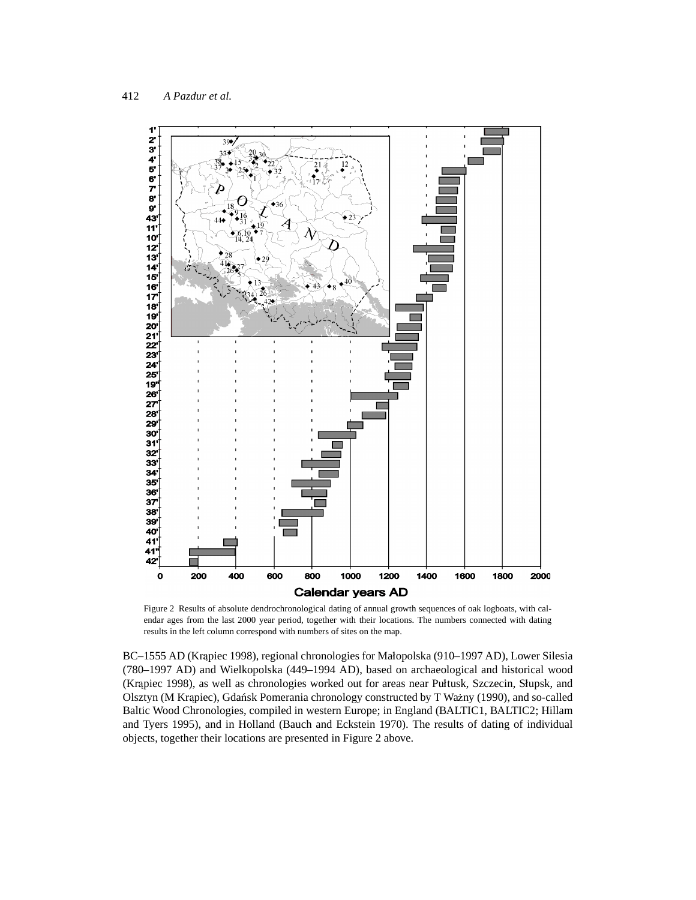Figure 2 Results of absolute dendrochronological dating of annual growth sequences of oak logboats, with calendar ages from the last 2000 year period, together with their locations. The numbers connected with dating results in the left column correspond with numbers of sites on the map.

BC–1555 AD (Krąpiec 1998), regional chronologies for Małopolska (910–1997 AD), Lower Silesia (780–1997 AD) and Wielkopolska (449–1994 AD), based on archaeological and historical wood (Krąpiec 1998), as well as chronologies worked out for areas near Pułtusk, Szczecin, Słupsk, and Olsztyn (M Krąpiec), Gdańsk Pomerania chronology constructed by T Ważny (1990), and so-called Baltic Wood Chronologies, compiled in western Europe; in England (BALTIC1, BALTIC2; Hillam and Tyers 1995), and in Holland (Bauch and Eckstein 1970). The results of dating of individual objects, together their locations are presented in Figure 2 above.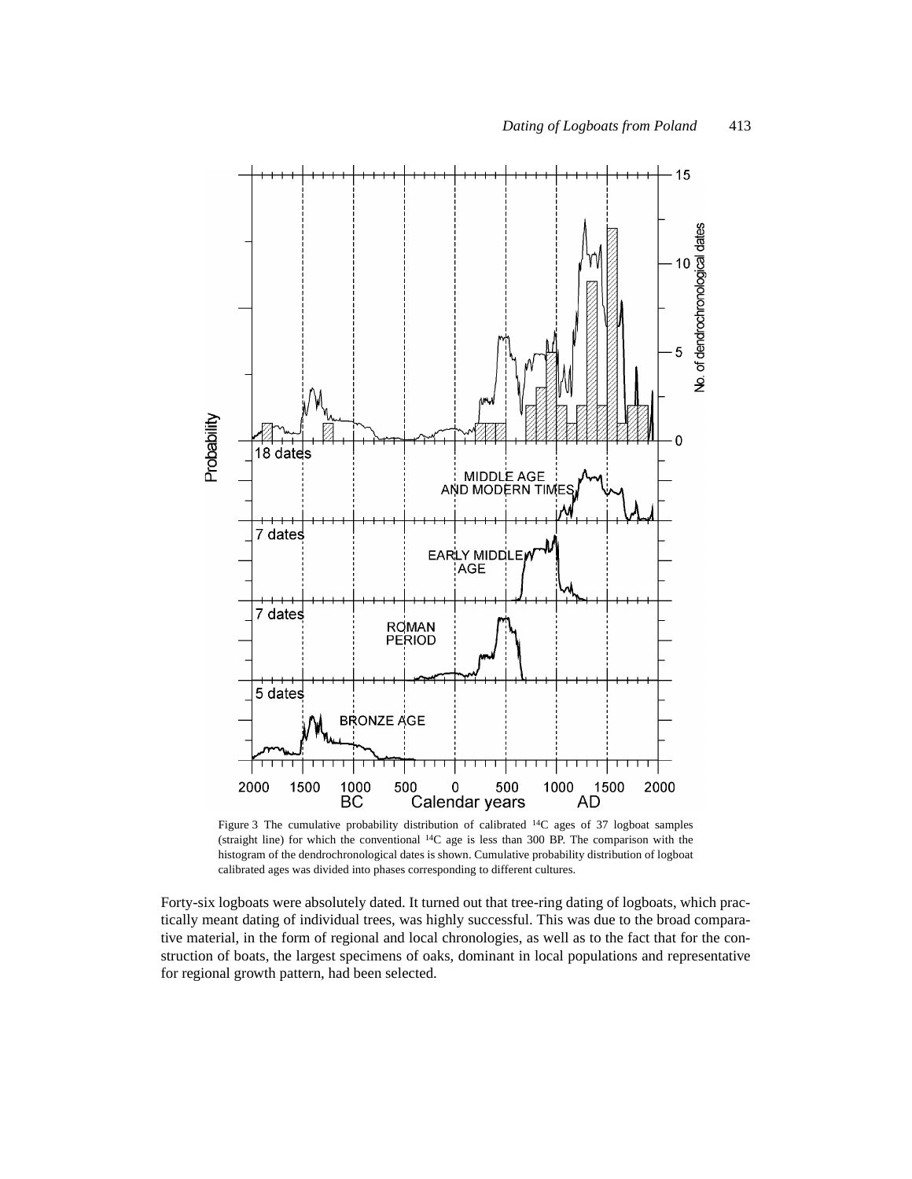Figure 3 The cumulative probability distribution of calibrated $^{14}C$ ages of 37 logboat samples (straight line) for which the conventional $^{14}C$ age is less than 300 BP. The comparison with the histogram of the dendrochronological dates is shown. Cumulative probability distribution of logboat calibrated ages was divided into phases corresponding to different cultures.

Forty-six logboats were absolutely dated. It turned out that tree-ring dating of logboats, which practically meant dating of individual trees, was highly successful. This was due to the broad comparative material, in the form of regional and local chronologies, as well as to the fact that for the construction of boats, the largest specimens of oaks, dominant in local populations and representative for regional growth pattern, had been selected.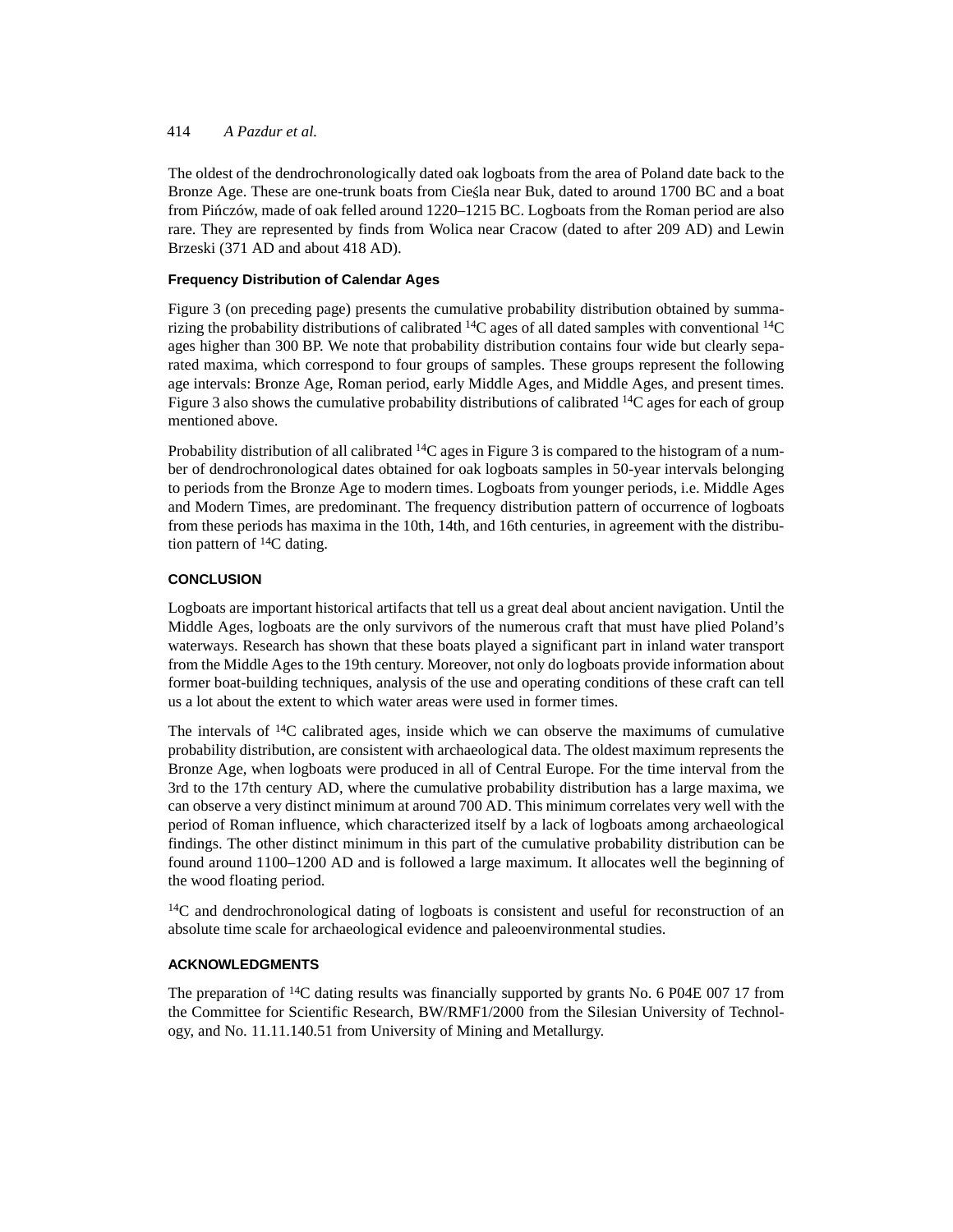The oldest of the dendrochronologically dated oak logboats from the area of Poland date back to the Bronze Age. These are one-trunk boats from Cieśla near Buk, dated to around 1700 BC and a boat from Pińczów, made of oak felled around 1220–1215 BC. Logboats from the Roman period are also rare. They are represented by finds from Wolica near Cracow (dated to after 209 AD) and Lewin Brzeski (371 AD and about 418 AD).

### Frequency Distribution of Calendar Ages

Figure 3 (on preceding page) presents the cumulative probability distribution obtained by summarizing the probability distributions of calibrated $^{14}C$ ages of all dated samples with conventional $^{14}C$ ages higher than 300 BP. We note that probability distribution contains four wide but clearly separated maxima, which correspond to four groups of samples. These groups represent the following age intervals: Bronze Age, Roman period, early Middle Ages, and Middle Ages, and present times. Figure 3 also shows the cumulative probability distributions of calibrated $^{14}C$ ages for each of group mentioned above.

Probability distribution of all calibrated $^{14}C$ ages in Figure 3 is compared to the histogram of a number of dendrochronological dates obtained for oak logboats samples in 50-year intervals belonging to periods from the Bronze Age to modern times. Logboats from younger periods, i.e. Middle Ages and Modern Times, are predominant. The frequency distribution pattern of occurrence of logboats from these periods has maxima in the 10th, 14th, and 16th centuries, in agreement with the distribution pattern of $^{14}C$ dating.

## CONCLUSION

Logboats are important historical artifacts that tell us a great deal about ancient navigation. Until the Middle Ages, logboats are the only survivors of the numerous craft that must have plied Poland's waterways. Research has shown that these boats played a significant part in inland water transport from the Middle Ages to the 19th century. Moreover, not only do logboats provide information about former boat-building techniques, analysis of the use and operating conditions of these craft can tell us a lot about the extent to which water areas were used in former times.

The intervals of $^{14}C$ calibrated ages, inside which we can observe the maximums of cumulative probability distribution, are consistent with archaeological data. The oldest maximum represents the Bronze Age, when logboats were produced in all of Central Europe. For the time interval from the 3rd to the 17th century AD, where the cumulative probability distribution has a large maxima, we can observe a very distinct minimum at around 700 AD. This minimum correlates very well with the period of Roman influence, which characterized itself by a lack of logboats among archaeological findings. The other distinct minimum in this part of the cumulative probability distribution can be found around 1100–1200 AD and is followed a large maximum. It allocates well the beginning of the wood floating period.

$^{14}C$ and dendrochronological dating of logboats is consistent and useful for reconstruction of an absolute time scale for archaeological evidence and paleoenvironmental studies.

## ACKNOWLEDGMENTS

The preparation of $^{14}C$ dating results was financially supported by grants No. 6 P04E 007 17 from the Committee for Scientific Research, BW/RMF1/2000 from the Silesian University of Technology, and No. 11.11.140.51 from University of Mining and Metallurgy.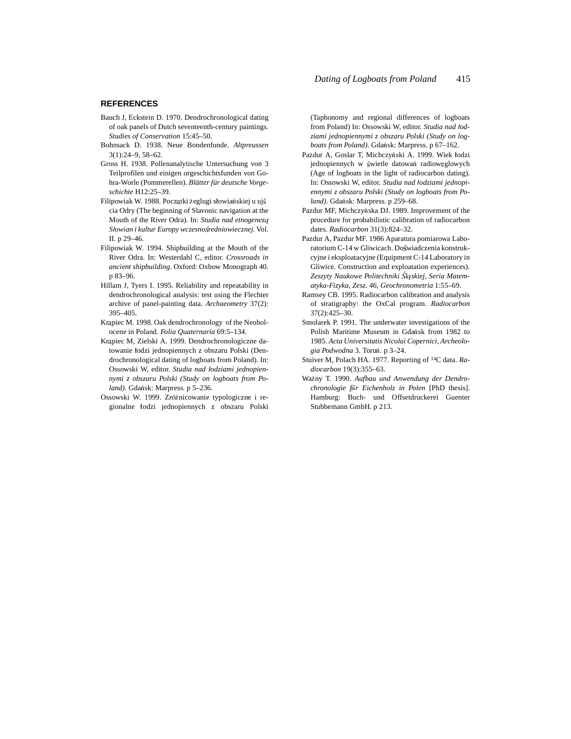## REFERENCES

Bauch J, Eckstein D. 1970. Dendrochronological dating of oak panels of Dutch seventeenth-century paintings. *Studies of Conservation* 15:45–50.

Bohnsack D. 1938. Neue Bondenfunde. *Altpreussen* 3(1):24–9, 58–62.

Gross H. 1938. Pollenanalytische Untersuchung von 3 Teilprofilen und einigen orgeschichtsfunden von Gohra-Worle (Pommerellen). *Blätter für deutsche Vorgeschichte* H12:25–39.

Filipowiak W. 1988. Początki żeglugi słowiańskiej u ujścia Odry (The beginning of Slavonic navigation at the Mouth of the River Odra). In: *Studia nad etnogenezą Słowian i kultur Europy wczesnośredniowiecznej*. Vol. II. p 29–46.

Filipowiak W. 1994. Shipbuilding at the Mouth of the River Odra. In: Westerdahl C, editor. *Crossroads in ancient shipbuilding*. Oxford: Oxbow Monograph 40. p 83–96.

Hillam J, Tyers I. 1995. Reliability and repeatability in dendrochronological analysis: test using the Flechter archive of panel-painting data. *Archaeometry* 37(2): 395–405.

Krąpiec M. 1998. Oak dendrochronology of the Neoholocene in Poland. *Folia Quaternaria* 69:5–134.

Krąpiec M, Zielski A. 1999. Dendrochronologiczne datowanie łodzi jednopiennych z obszaru Polski (Dendrochronological dating of logboats from Poland). In: Ossowski W, editor. *Studia nad łodziami jednopiennymi z obszaru Polski (Study on logboats from Poland)*. Gdańsk: Marpress. p 5–236.

Ossowski W. 1999. Zróżnicowanie typologiczne i regionalne łodzi jednopiennych z obszaru Polski (Taphonomy and regional differences of logboats from Poland) In: Ossowski W, editor. *Studia nad łodziami jednopiennymi z obszaru Polski (Study on logboats from Poland)*. Gdańsk: Marpress. p 67–162.

Pazdur A, Goslar T, Michczyński A. 1999. Wiek łodzi jednopiennych w świetle datowań radiowęglowych (Age of logboats in the light of radiocarbon dating). In: Ossowski W, editor. *Studia nad łodziami jednopiennymi z obszaru Polski (Study on logboats from Poland)*. Gdańsk: Marpress. p 259–68.

Pazdur MF, Michczyńska DJ. 1989. Improvement of the procedure for probabilistic calibration of radiocarbon dates. *Radiocarbon* 31(3):824–32.

Pazdur A, Pazdur MF. 1986 Aparatura pomiarowa Laboratorium C-14 w Gliwicach. Doświadczenia konstrukcyjne i eksploatacyjne (Equipment C-14 Laboratory in Gliwice. Construction and exploatation experiences). *Zeszyty Naukowe Politechniki Śląskiej, Seria Matematyka-Fizyka, Zesz. 46, Geochronometria* 1:55–69.

Ramsey CB. 1995. Radiocarbon calibration and analysis of stratigraphy: the OxCal program. *Radiocarbon* 37(2):425–30.

Smolarek P. 1991. The underwater investigations of the Polish Maritime Museum in Gdańsk from 1982 to 1985. *Acta Universitatis Nicolai Copernici, Archeologia Podwodna* 3. Toruń. p 3–24.

Stuiver M, Polach HA. 1977. Reporting of $^{14}$C data. *Radiocarbon* 19(3):355–63.

Ważny T. 1990. *Aufbau und Anwendung der Dendrochronologie für Eichenholz in Polen* [PhD thesis]. Hamburg: Buch- und Offsetdruckerei Guenter Stubbemann GmbH. p 213.